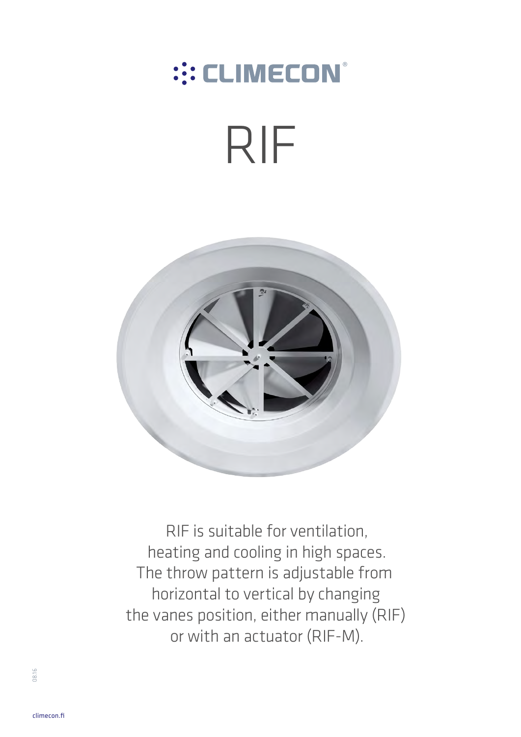CLIMECON®

# RIF

RIF is suitable for ventilation, heating and cooling in high spaces. The throw pattern is adjustable from horizontal to vertical by changing the vanes position, either manually (RIF) or with an actuator (RIF-M).

08.16

climecon.fi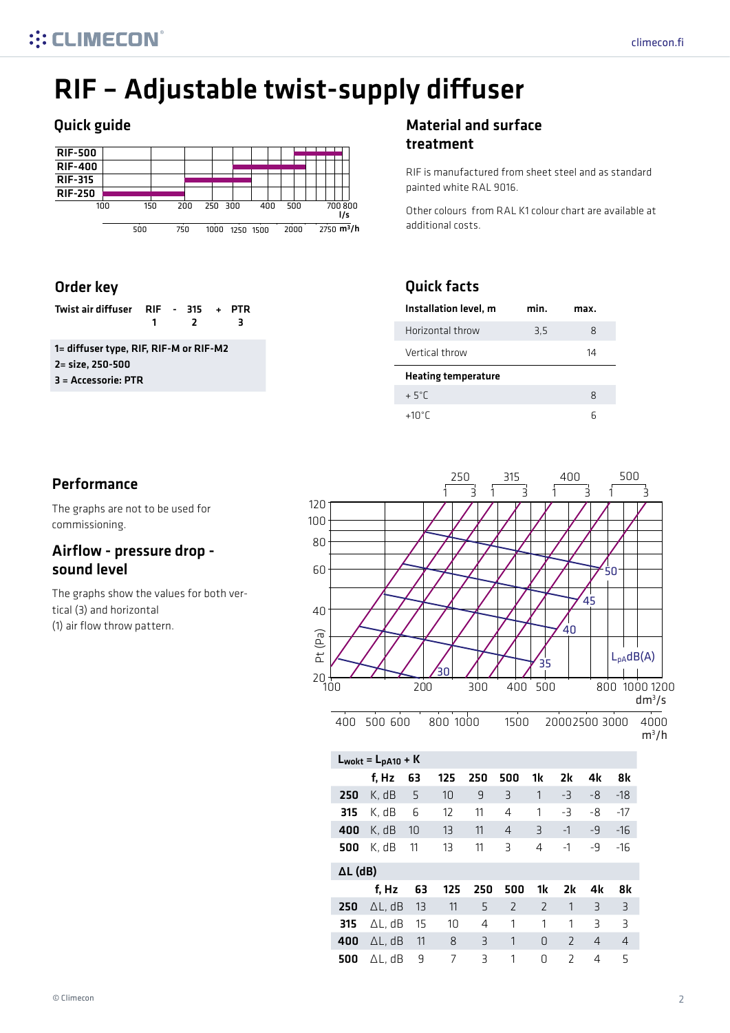# RIF – Adjustable twist-supply diffuser

## Quick guide

| | |
|---|---|
| RIF-500 | |
| RIF-400 | |
| RIF-315 | |
| RIF-250 | |

100 150 200 250 300 400 500 700 800 l/s

500 750 1000 1250 1500 2000 2750 m³/h

## Material and surface treatment

RIF is manufactured from sheet steel and as standard painted white RAL 9016.

Other colours from RAL K1 colour chart are available at additional costs.

## Order key

| Twist air diffuser | RIF | - | 315 | + | PTR |
|---|---|---|---|---|---|
| | 1 | | 2 | | 3 |

**1= diffuser type, RIF, RIF-M or RIF-M2**
**2= size, 250-500**
**3 = Accessorie: PTR**

## Quick facts

| Installation level, m | min. | max. |
|---|---|---|
| Horizontal throw | 3,5 | 8 |
| Vertical throw | | 14 |
| **Heating temperature** | | |
| + 5°C | | 8 |
| +10°C | | 6 |

## Performance

The graphs are not to be used for commissioning.

## Airflow - pressure drop - sound level

The graphs show the values for both vertical (3) and horizontal (1) air flow throw pattern.

$L_{wokt} = L_{pA10} + K$

| | f, Hz | 63 | 125 | 250 | 500 | 1k | 2k | 4k | 8k |
|---|---|---|---|---|---|---|---|---|---|
| **250** | K, dB | 5 | 10 | 9 | 3 | 1 | -3 | -8 | -18 |
| **315** | K, dB | 6 | 12 | 11 | 4 | 1 | -3 | -8 | -17 |
| **400** | K, dB | 10 | 13 | 11 | 4 | 3 | -1 | -9 | -16 |
| **500** | K, dB | 11 | 13 | 11 | 3 | 4 | -1 | -9 | -16 |

ΔL (dB)

| | f, Hz | 63 | 125 | 250 | 500 | 1k | 2k | 4k | 8k |
|---|---|---|---|---|---|---|---|---|---|
| **250** | ΔL, dB | 13 | 11 | 5 | 2 | 2 | 1 | 3 | 3 |
| **315** | ΔL, dB | 15 | 10 | 4 | 1 | 1 | 1 | 3 | 3 |
| **400** | ΔL, dB | 11 | 8 | 3 | 1 | 0 | 2 | 4 | 4 |
| **500** | ΔL, dB | 9 | 7 | 3 | 1 | 0 | 2 | 4 | 5 |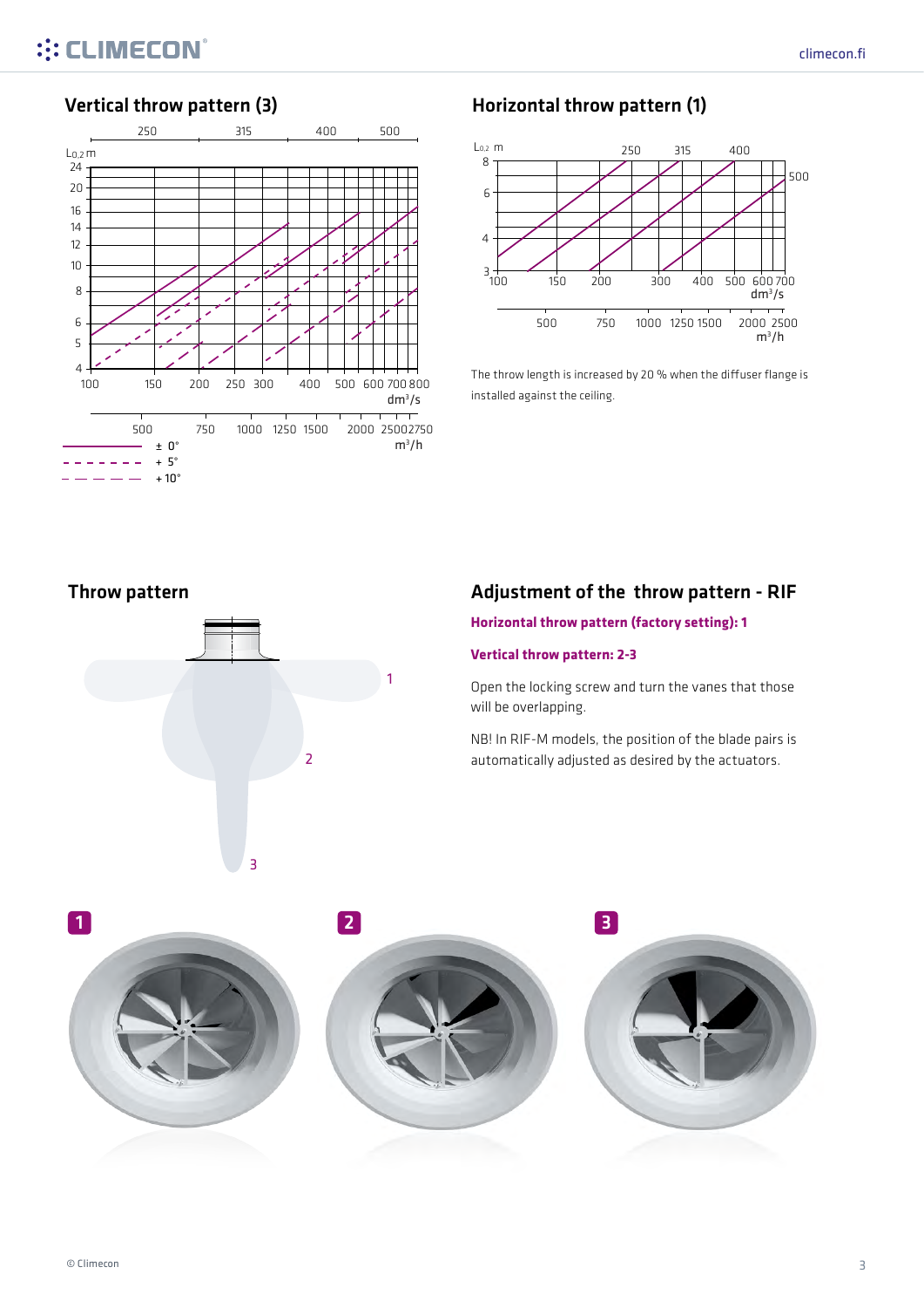## Vertical throw pattern (3)

## Horizontal throw pattern (1)

The throw length is increased by 20 % when the diffuser flange is installed against the ceiling.

## Throw pattern

## Adjustment of the throw pattern - RIF

**Horizontal throw pattern (factory setting): 1**

**Vertical throw pattern: 2-3**

Open the locking screw and turn the vanes that those will be overlapping.

NB! In RIF-M models, the position of the blade pairs is automatically adjusted as desired by the actuators.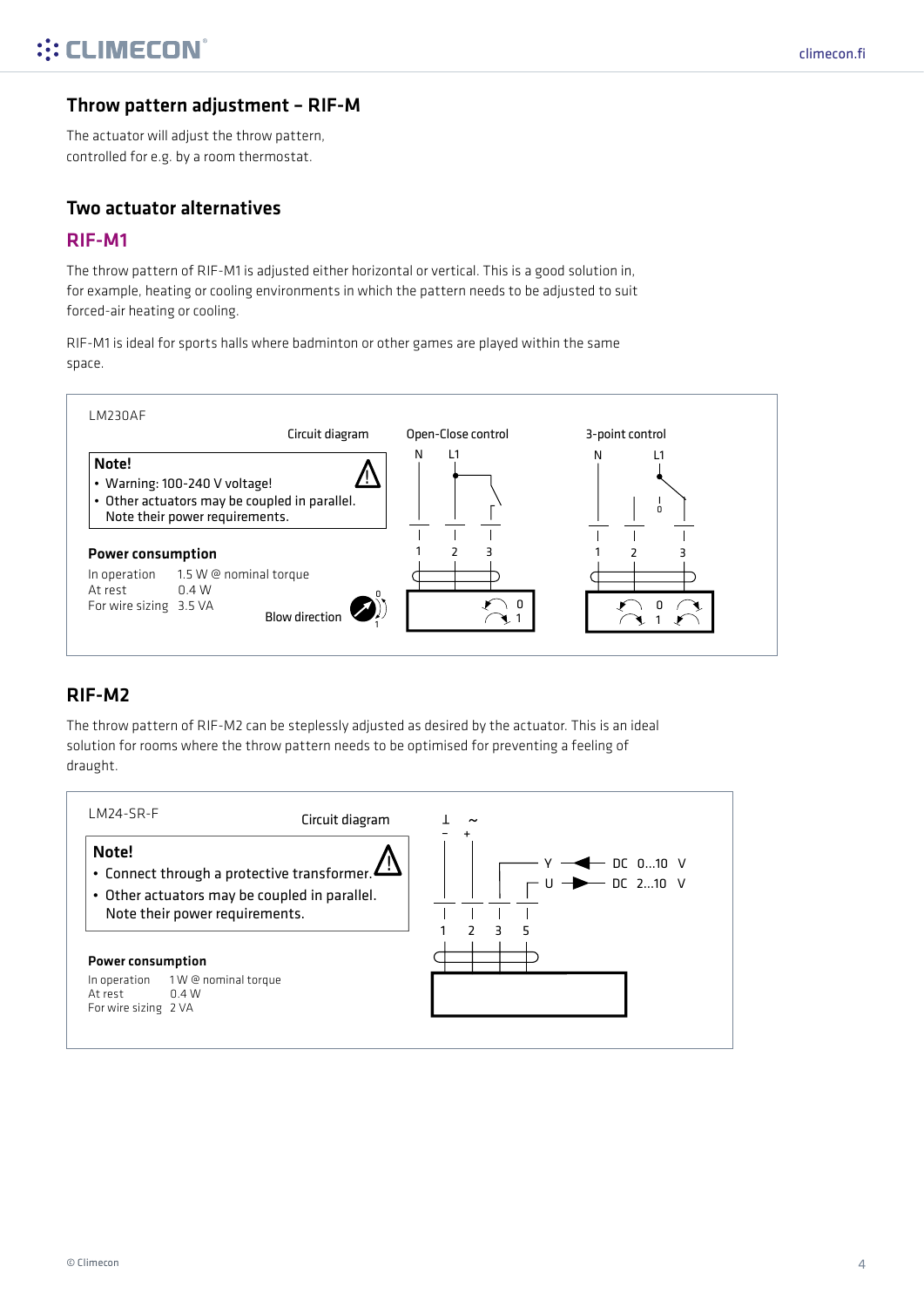## Throw pattern adjustment – RIF-M

The actuator will adjust the throw pattern, controlled for e.g. by a room thermostat.

## Two actuator alternatives

### RIF-M1

The throw pattern of RIF-M1 is adjusted either horizontal or vertical. This is a good solution in, for example, heating or cooling environments in which the pattern needs to be adjusted to suit forced-air heating or cooling.

RIF-M1 is ideal for sports halls where badminton or other games are played within the same space.

LM230AF

Circuit diagram — Open-Close control — 3-point control

**Note!**

- Warning: 100-240 V voltage!
- Other actuators may be coupled in parallel. Note their power requirements.

**Power consumption**

| | |
|---|---|
| In operation | 1.5 W @ nominal torque |
| At rest | 0.4 W |
| For wire sizing | 3.5 VA |

Blow direction

### RIF-M2

The throw pattern of RIF-M2 can be steplessly adjusted as desired by the actuator. This is an ideal solution for rooms where the throw pattern needs to be optimised for preventing a feeling of draught.

LM24-SR-F

Circuit diagram

**Note!**

- Connect through a protective transformer.
- Other actuators may be coupled in parallel. Note their power requirements.

Y — DC 0...10 V
U — DC 2...10 V

**Power consumption**

| | |
|---|---|
| In operation | 1 W @ nominal torque |
| At rest | 0.4 W |
| For wire sizing | 2 VA |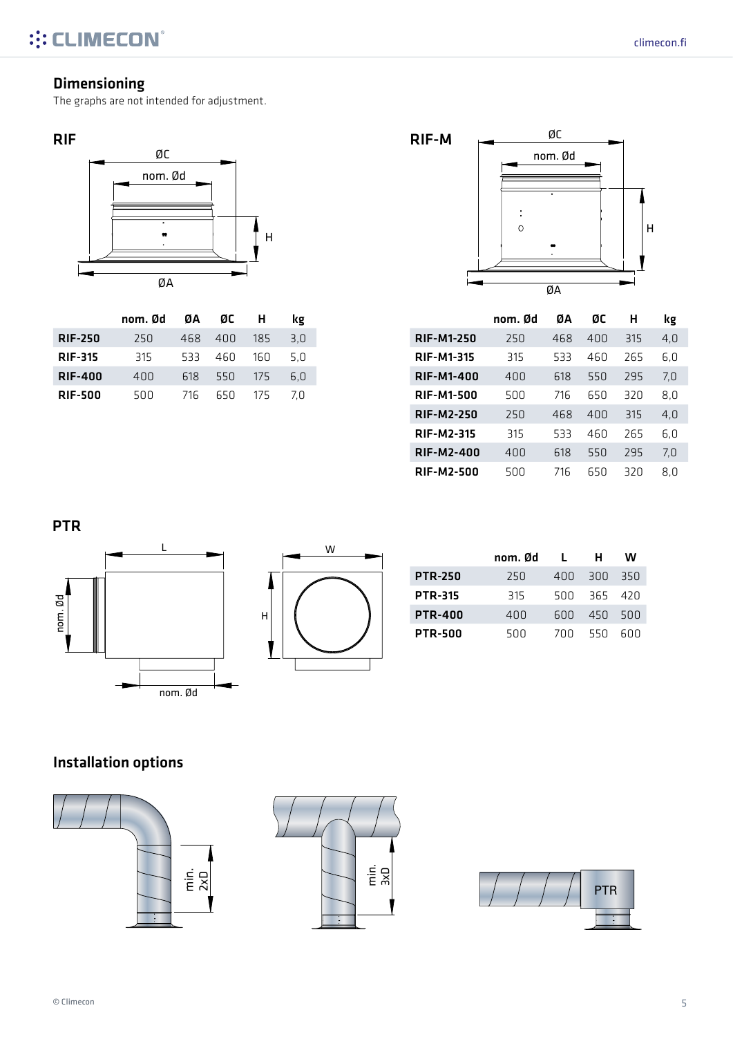## Dimensioning

The graphs are not intended for adjustment.

### RIF

ØC
nom. Ød
H
ØA

| | nom. Ød | ØA | ØC | H | kg |
|---|---|---|---|---|---|
| **RIF-250** | 250 | 468 | 400 | 185 | 3,0 |
| **RIF-315** | 315 | 533 | 460 | 160 | 5,0 |
| **RIF-400** | 400 | 618 | 550 | 175 | 6,0 |
| **RIF-500** | 500 | 716 | 650 | 175 | 7,0 |

### RIF-M

ØC
nom. Ød
H
ØA

| | nom. Ød | ØA | ØC | H | kg |
|---|---|---|---|---|---|
| **RIF-M1-250** | 250 | 468 | 400 | 315 | 4,0 |
| **RIF-M1-315** | 315 | 533 | 460 | 265 | 6,0 |
| **RIF-M1-400** | 400 | 618 | 550 | 295 | 7,0 |
| **RIF-M1-500** | 500 | 716 | 650 | 320 | 8,0 |
| **RIF-M2-250** | 250 | 468 | 400 | 315 | 4,0 |
| **RIF-M2-315** | 315 | 533 | 460 | 265 | 6,0 |
| **RIF-M2-400** | 400 | 618 | 550 | 295 | 7,0 |
| **RIF-M2-500** | 500 | 716 | 650 | 320 | 8,0 |

### PTR

L
nom. Ød
W
H
nom. Ød

| | nom. Ød | L | H | W |
|---|---|---|---|---|
| **PTR-250** | 250 | 400 | 300 | 350 |
| **PTR-315** | 315 | 500 | 365 | 420 |
| **PTR-400** | 400 | 600 | 450 | 500 |
| **PTR-500** | 500 | 700 | 550 | 600 |

## Installation options

min. 2xD

min. 3xD

PTR